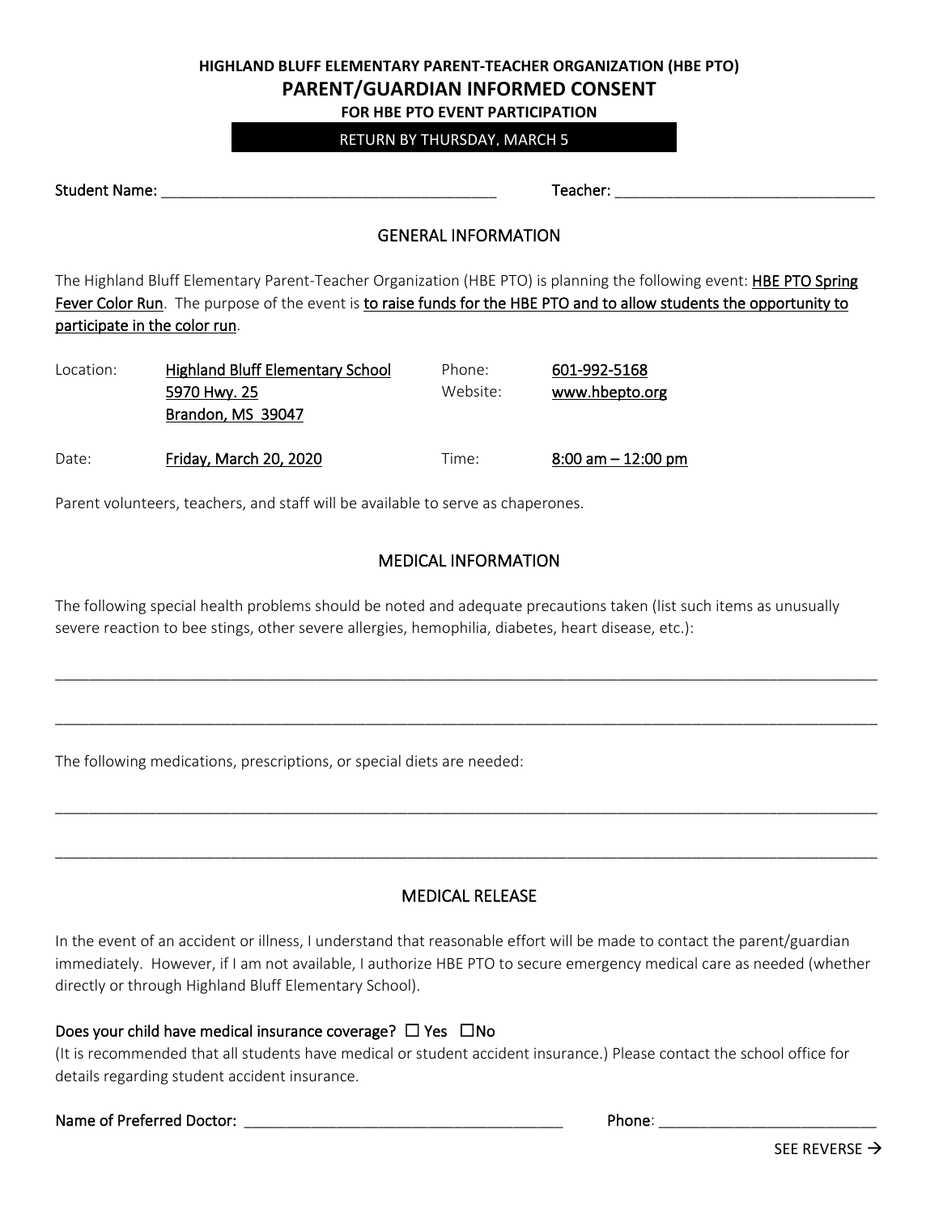**HIGHLAND BLUFF ELEMENTARY PARENT-TEACHER ORGANIZATION (HBE PTO)**

# PARENT/GUARDIAN INFORMED CONSENT

**FOR HBE PTO EVENT PARTICIPATION**

RETURN BY THURSDAY, MARCH 5

Student Name: ________________________________________ Teacher: ______________________________

## GENERAL INFORMATION

The Highland Bluff Elementary Parent-Teacher Organization (HBE PTO) is planning the following event: HBE PTO Spring Fever Color Run. The purpose of the event is to raise funds for the HBE PTO and to allow students the opportunity to participate in the color run.

| | | | |
|---|---|---|---|
| Location: | Highland Bluff Elementary School<br>5970 Hwy. 25<br>Brandon, MS 39047 | Phone:<br>Website: | 601-992-5168<br>www.hbepto.org |
| Date: | Friday, March 20, 2020 | Time: | 8:00 am – 12:00 pm |

Parent volunteers, teachers, and staff will be available to serve as chaperones.

## MEDICAL INFORMATION

The following special health problems should be noted and adequate precautions taken (list such items as unusually severe reaction to bee stings, other severe allergies, hemophilia, diabetes, heart disease, etc.):

_____________________________________________________________________________________________

_____________________________________________________________________________________________

The following medications, prescriptions, or special diets are needed:

_____________________________________________________________________________________________

_____________________________________________________________________________________________

## MEDICAL RELEASE

In the event of an accident or illness, I understand that reasonable effort will be made to contact the parent/guardian immediately. However, if I am not available, I authorize HBE PTO to secure emergency medical care as needed (whether directly or through Highland Bluff Elementary School).

**Does your child have medical insurance coverage?** ☐ Yes ☐ No

(It is recommended that all students have medical or student accident insurance.) Please contact the school office for details regarding student accident insurance.

Name of Preferred Doctor: ______________________________________ Phone: __________________________

SEE REVERSE →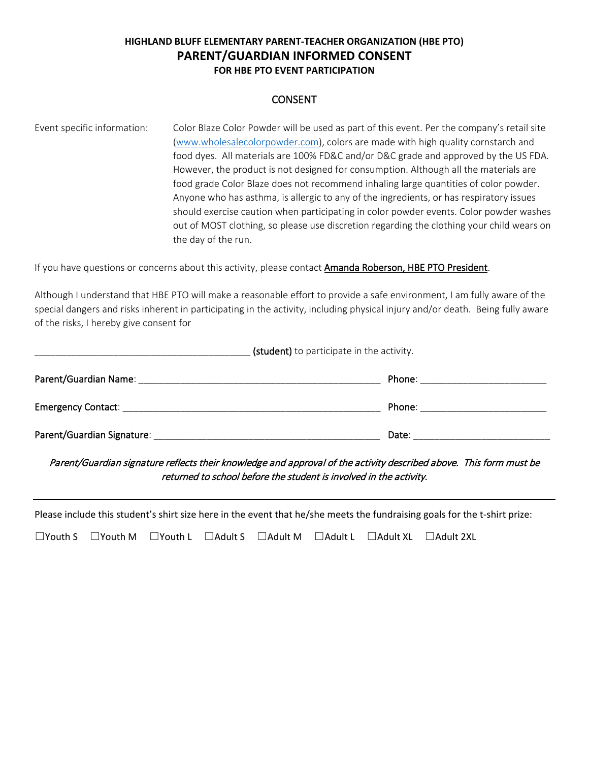**HIGHLAND BLUFF ELEMENTARY PARENT-TEACHER ORGANIZATION (HBE PTO)**

# PARENT/GUARDIAN INFORMED CONSENT

**FOR HBE PTO EVENT PARTICIPATION**

## CONSENT

Event specific information: Color Blaze Color Powder will be used as part of this event. Per the company's retail site (www.wholesalecolorpowder.com), colors are made with high quality cornstarch and food dyes. All materials are 100% FD&C and/or D&C grade and approved by the US FDA. However, the product is not designed for consumption. Although all the materials are food grade Color Blaze does not recommend inhaling large quantities of color powder. Anyone who has asthma, is allergic to any of the ingredients, or has respiratory issues should exercise caution when participating in color powder events. Color powder washes out of MOST clothing, so please use discretion regarding the clothing your child wears on the day of the run.

If you have questions or concerns about this activity, please contact Amanda Roberson, HBE PTO President.

Although I understand that HBE PTO will make a reasonable effort to provide a safe environment, I am fully aware of the special dangers and risks inherent in participating in the activity, including physical injury and/or death. Being fully aware of the risks, I hereby give consent for

_________________________________________ **(student)** to participate in the activity.

**Parent/Guardian Name**: ______________________________________________ **Phone**: ________________________

**Emergency Contact**: _________________________________________________ **Phone**: ________________________

**Parent/Guardian Signature**: ___________________________________________ **Date**: __________________________

*Parent/Guardian signature reflects their knowledge and approval of the activity described above. This form must be returned to school before the student is involved in the activity.*

---

Please include this student's shirt size here in the event that he/she meets the fundraising goals for the t-shirt prize:

☐Youth S ☐Youth M ☐Youth L ☐Adult S ☐Adult M ☐Adult L ☐Adult XL ☐Adult 2XL